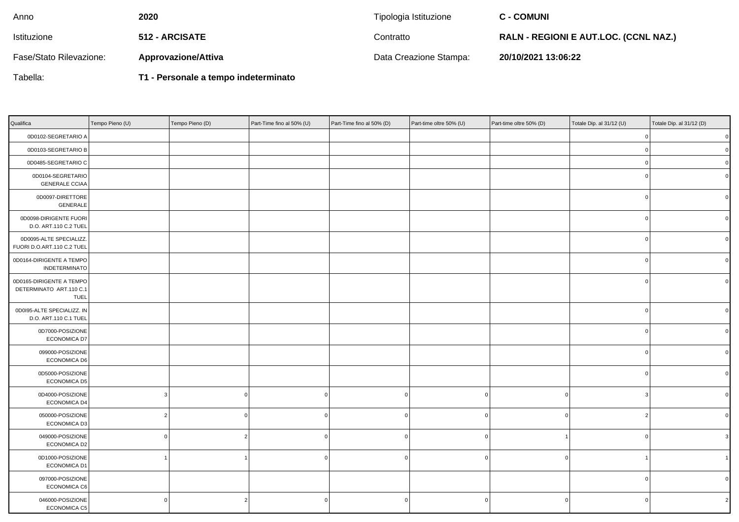| Anno | 2020 | Tipologia Istituzione | C - COMUNI |
|---|---|---|---|
| Istituzione | 512 - ARCISATE | Contratto | RALN - REGIONI E AUT.LOC. (CCNL NAZ.) |
| Fase/Stato Rilevazione: | Approvazione/Attiva | Data Creazione Stampa: | 20/10/2021 13:06:22 |
| Tabella: | T1 - Personale a tempo indeterminato | | |

| Qualifica | Tempo Pieno (U) | Tempo Pieno (D) | Part-Time fino al 50% (U) | Part-Time fino al 50% (D) | Part-time oltre 50% (U) | Part-time oltre 50% (D) | Totale Dip. al 31/12 (U) | Totale Dip. al 31/12 (D) |
|---|---|---|---|---|---|---|---|---|
| 0D0102-SEGRETARIO A | | | | | | | 0 | 0 |
| 0D0103-SEGRETARIO B | | | | | | | 0 | 0 |
| 0D0485-SEGRETARIO C | | | | | | | 0 | 0 |
| 0D0104-SEGRETARIO GENERALE CCIAA | | | | | | | 0 | 0 |
| 0D0097-DIRETTORE GENERALE | | | | | | | 0 | 0 |
| 0D0098-DIRIGENTE FUORI D.O. ART.110 C.2 TUEL | | | | | | | 0 | 0 |
| 0D0095-ALTE SPECIALIZZ. FUORI D.O.ART.110 C.2 TUEL | | | | | | | 0 | 0 |
| 0D0164-DIRIGENTE A TEMPO INDETERMINATO | | | | | | | 0 | 0 |
| 0D0165-DIRIGENTE A TEMPO DETERMINATO ART.110 C.1 TUEL | | | | | | | 0 | 0 |
| 0D0I95-ALTE SPECIALIZZ. IN D.O. ART.110 C.1 TUEL | | | | | | | 0 | 0 |
| 0D7000-POSIZIONE ECONOMICA D7 | | | | | | | 0 | 0 |
| 099000-POSIZIONE ECONOMICA D6 | | | | | | | 0 | 0 |
| 0D5000-POSIZIONE ECONOMICA D5 | | | | | | | 0 | 0 |
| 0D4000-POSIZIONE ECONOMICA D4 | 3 | 0 | 0 | 0 | 0 | 0 | 3 | 0 |
| 050000-POSIZIONE ECONOMICA D3 | 2 | 0 | 0 | 0 | 0 | 0 | 2 | 0 |
| 049000-POSIZIONE ECONOMICA D2 | 0 | 2 | 0 | 0 | 0 | 1 | 0 | 3 |
| 0D1000-POSIZIONE ECONOMICA D1 | 1 | 1 | 0 | 0 | 0 | 0 | 1 | 1 |
| 097000-POSIZIONE ECONOMICA C6 | | | | | | | 0 | 0 |
| 046000-POSIZIONE ECONOMICA C5 | 0 | 2 | 0 | 0 | 0 | 0 | 0 | 2 |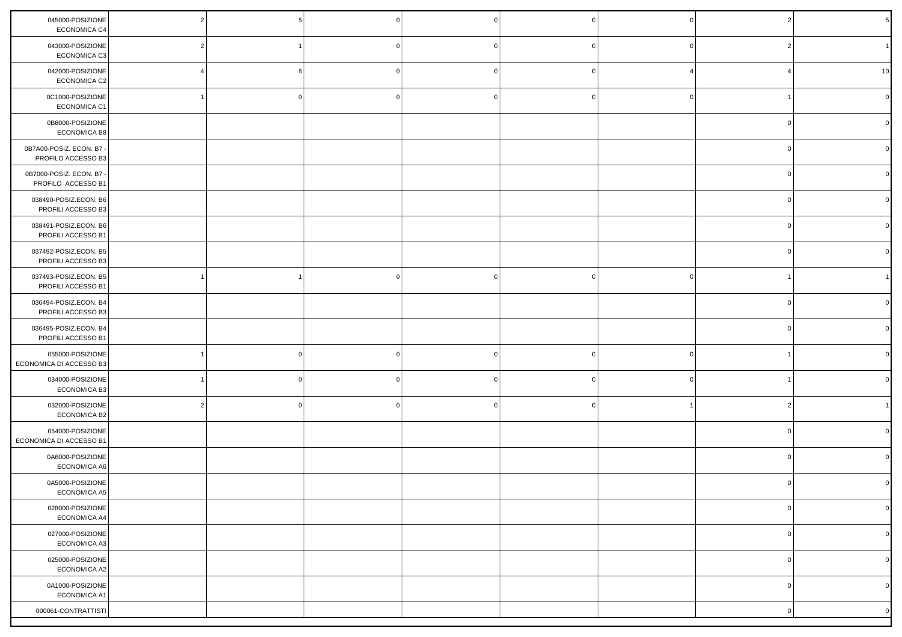| | | | | | | | | |
|---|---|---|---|---|---|---|---|---|
| 045000-POSIZIONE ECONOMICA C4 | 2 | 5 | 0 | 0 | 0 | 0 | 2 | 5 |
| 043000-POSIZIONE ECONOMICA C3 | 2 | 1 | 0 | 0 | 0 | 0 | 2 | 1 |
| 042000-POSIZIONE ECONOMICA C2 | 4 | 6 | 0 | 0 | 0 | 4 | 4 | 10 |
| 0C1000-POSIZIONE ECONOMICA C1 | 1 | 0 | 0 | 0 | 0 | 0 | 1 | 0 |
| 0B8000-POSIZIONE ECONOMICA B8 | | | | | | | 0 | 0 |
| 0B7A00-POSIZ. ECON. B7 - PROFILO ACCESSO B3 | | | | | | | 0 | 0 |
| 0B7000-POSIZ. ECON. B7 - PROFILO ACCESSO B1 | | | | | | | 0 | 0 |
| 038490-POSIZ.ECON. B6 PROFILI ACCESSO B3 | | | | | | | 0 | 0 |
| 038491-POSIZ.ECON. B6 PROFILI ACCESSO B1 | | | | | | | 0 | 0 |
| 037492-POSIZ.ECON. B5 PROFILI ACCESSO B3 | | | | | | | 0 | 0 |
| 037493-POSIZ.ECON. B5 PROFILI ACCESSO B1 | 1 | 1 | 0 | 0 | 0 | 0 | 1 | 1 |
| 036494-POSIZ.ECON. B4 PROFILI ACCESSO B3 | | | | | | | 0 | 0 |
| 036495-POSIZ.ECON. B4 PROFILI ACCESSO B1 | | | | | | | 0 | 0 |
| 055000-POSIZIONE ECONOMICA DI ACCESSO B3 | 1 | 0 | 0 | 0 | 0 | 0 | 1 | 0 |
| 034000-POSIZIONE ECONOMICA B3 | 1 | 0 | 0 | 0 | 0 | 0 | 1 | 0 |
| 032000-POSIZIONE ECONOMICA B2 | 2 | 0 | 0 | 0 | 0 | 1 | 2 | 1 |
| 054000-POSIZIONE ECONOMICA DI ACCESSO B1 | | | | | | | 0 | 0 |
| 0A6000-POSIZIONE ECONOMICA A6 | | | | | | | 0 | 0 |
| 0A5000-POSIZIONE ECONOMICA A5 | | | | | | | 0 | 0 |
| 028000-POSIZIONE ECONOMICA A4 | | | | | | | 0 | 0 |
| 027000-POSIZIONE ECONOMICA A3 | | | | | | | 0 | 0 |
| 025000-POSIZIONE ECONOMICA A2 | | | | | | | 0 | 0 |
| 0A1000-POSIZIONE ECONOMICA A1 | | | | | | | 0 | 0 |
| 000061-CONTRATTISTI | | | | | | | 0 | 0 |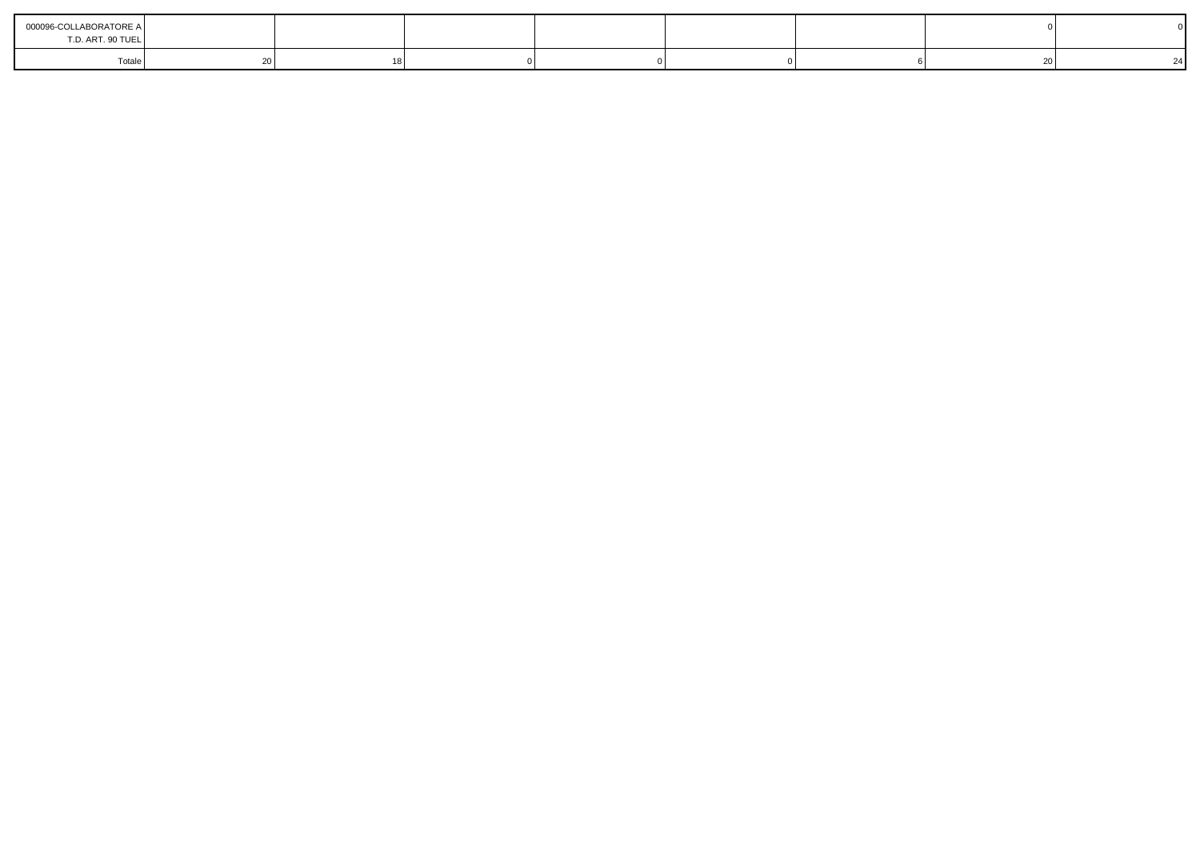| | | | | | | | | |
|---|---|---|---|---|---|---|---|---|
| 000096-COLLABORATORE A T.D. ART. 90 TUEL | | | | | | | 0 | 0 |
| Totale | 20 | 18 | 0 | 0 | 0 | 6 | 20 | 24 |